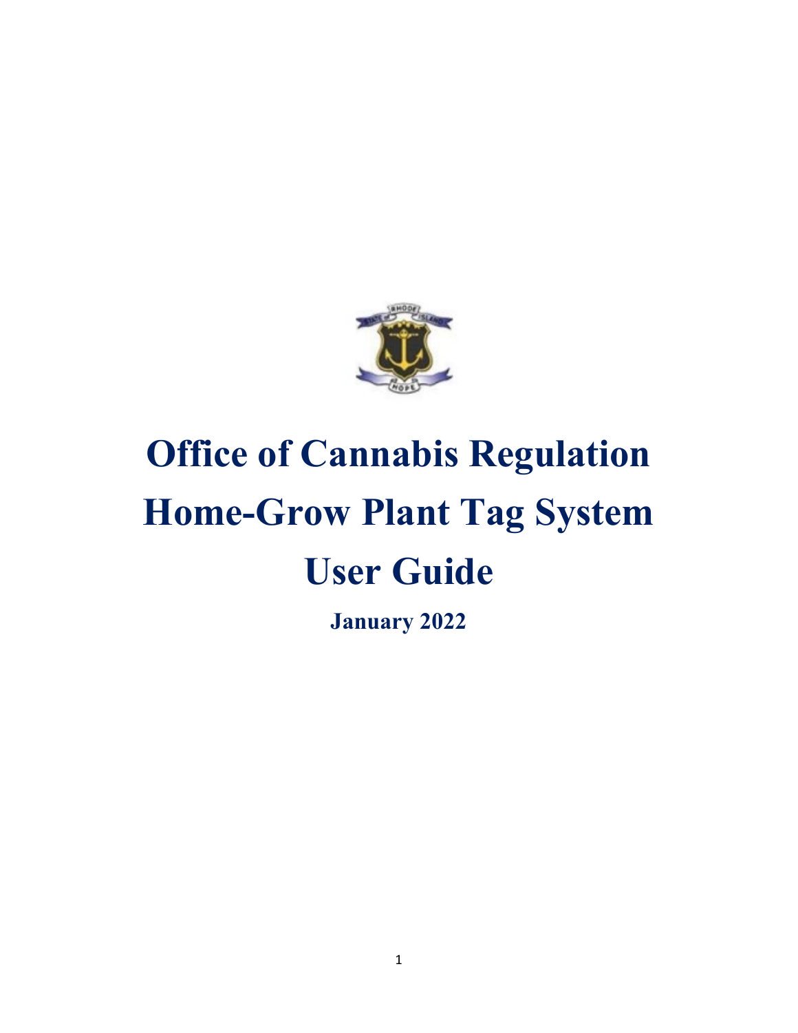# Office of Cannabis Regulation Home-Grow Plant Tag System User Guide

**January 2022**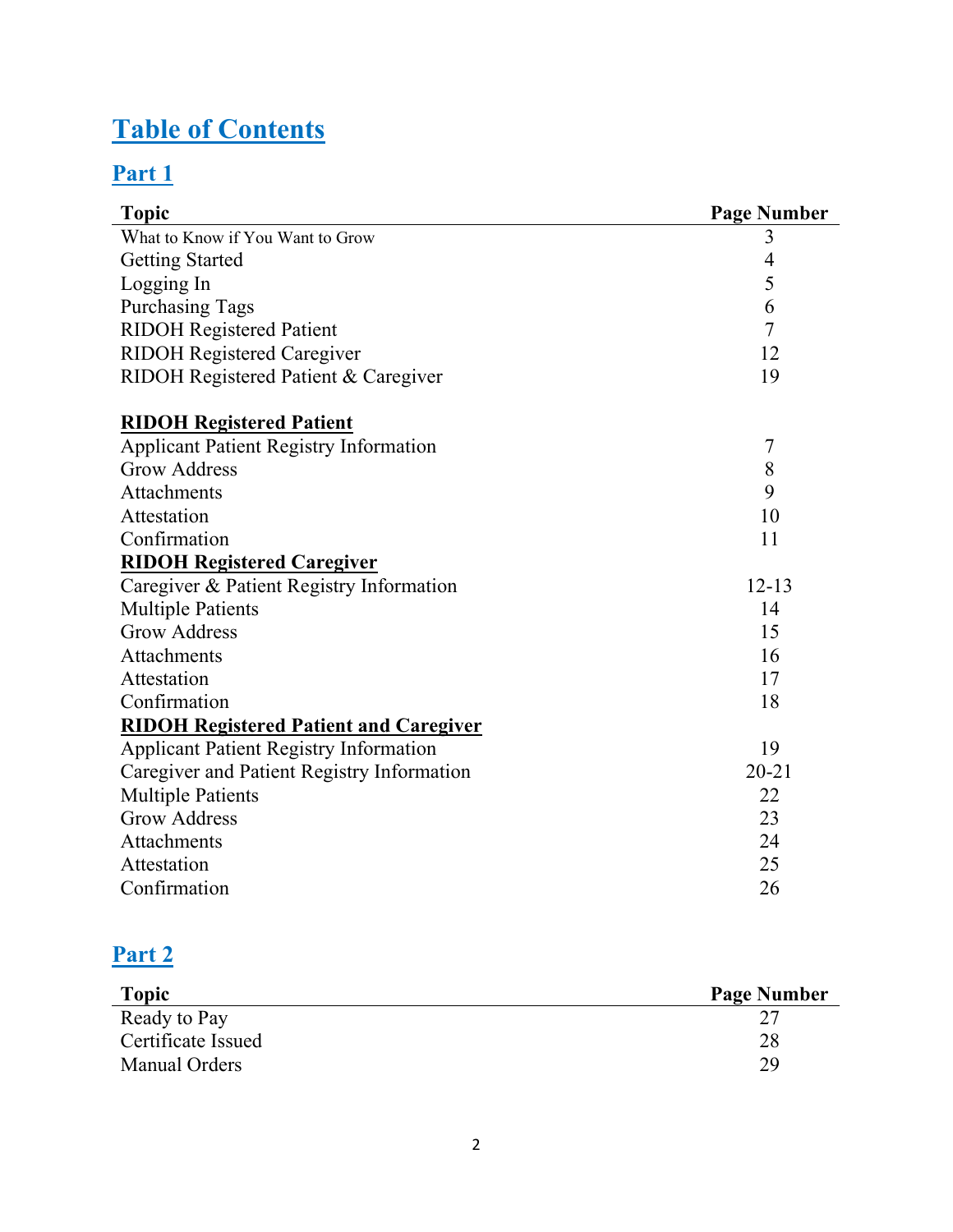# Table of Contents

## Part 1

| Topic | Page Number |
| --- | --- |
| What to Know if You Want to Grow | 3 |
| Getting Started | 4 |
| Logging In | 5 |
| Purchasing Tags | 6 |
| RIDOH Registered Patient | 7 |
| RIDOH Registered Caregiver | 12 |
| RIDOH Registered Patient & Caregiver | 19 |
| | |
| **RIDOH Registered Patient** | |
| Applicant Patient Registry Information | 7 |
| Grow Address | 8 |
| Attachments | 9 |
| Attestation | 10 |
| Confirmation | 11 |
| **RIDOH Registered Caregiver** | |
| Caregiver & Patient Registry Information | 12-13 |
| Multiple Patients | 14 |
| Grow Address | 15 |
| Attachments | 16 |
| Attestation | 17 |
| Confirmation | 18 |
| **RIDOH Registered Patient and Caregiver** | |
| Applicant Patient Registry Information | 19 |
| Caregiver and Patient Registry Information | 20-21 |
| Multiple Patients | 22 |
| Grow Address | 23 |
| Attachments | 24 |
| Attestation | 25 |
| Confirmation | 26 |

## Part 2

| Topic | Page Number |
| --- | --- |
| Ready to Pay | 27 |
| Certificate Issued | 28 |
| Manual Orders | 29 |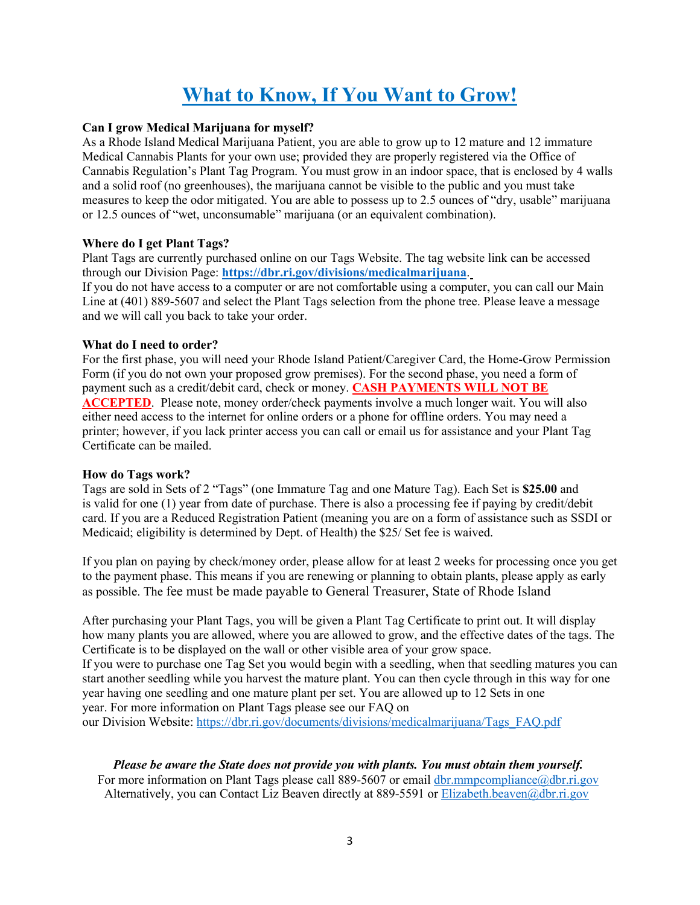# What to Know, If You Want to Grow!

**Can I grow Medical Marijuana for myself?**
As a Rhode Island Medical Marijuana Patient, you are able to grow up to 12 mature and 12 immature Medical Cannabis Plants for your own use; provided they are properly registered via the Office of Cannabis Regulation's Plant Tag Program. You must grow in an indoor space, that is enclosed by 4 walls and a solid roof (no greenhouses), the marijuana cannot be visible to the public and you must take measures to keep the odor mitigated. You are able to possess up to 2.5 ounces of "dry, usable" marijuana or 12.5 ounces of "wet, unconsumable" marijuana (or an equivalent combination).

**Where do I get Plant Tags?**
Plant Tags are currently purchased online on our Tags Website. The tag website link can be accessed through our Division Page: **https://dbr.ri.gov/divisions/medicalmarijuana**.
If you do not have access to a computer or are not comfortable using a computer, you can call our Main Line at (401) 889-5607 and select the Plant Tags selection from the phone tree. Please leave a message and we will call you back to take your order.

**What do I need to order?**
For the first phase, you will need your Rhode Island Patient/Caregiver Card, the Home-Grow Permission Form (if you do not own your proposed grow premises). For the second phase, you need a form of payment such as a credit/debit card, check or money. **CASH PAYMENTS WILL NOT BE ACCEPTED**. Please note, money order/check payments involve a much longer wait. You will also either need access to the internet for online orders or a phone for offline orders. You may need a printer; however, if you lack printer access you can call or email us for assistance and your Plant Tag Certificate can be mailed.

**How do Tags work?**
Tags are sold in Sets of 2 "Tags" (one Immature Tag and one Mature Tag). Each Set is **$25.00** and is valid for one (1) year from date of purchase. There is also a processing fee if paying by credit/debit card. If you are a Reduced Registration Patient (meaning you are on a form of assistance such as SSDI or Medicaid; eligibility is determined by Dept. of Health) the $25/ Set fee is waived.

If you plan on paying by check/money order, please allow for at least 2 weeks for processing once you get to the payment phase. This means if you are renewing or planning to obtain plants, please apply as early as possible. The fee must be made payable to General Treasurer, State of Rhode Island

After purchasing your Plant Tags, you will be given a Plant Tag Certificate to print out. It will display how many plants you are allowed, where you are allowed to grow, and the effective dates of the tags. The Certificate is to be displayed on the wall or other visible area of your grow space.
If you were to purchase one Tag Set you would begin with a seedling, when that seedling matures you can start another seedling while you harvest the mature plant. You can then cycle through in this way for one year having one seedling and one mature plant per set. You are allowed up to 12 Sets in one year. For more information on Plant Tags please see our FAQ on our Division Website: https://dbr.ri.gov/documents/divisions/medicalmarijuana/Tags_FAQ.pdf

***Please be aware the State does not provide you with plants. You must obtain them yourself.***
For more information on Plant Tags please call 889-5607 or email dbr.mmpcompliance@dbr.ri.gov
Alternatively, you can Contact Liz Beaven directly at 889-5591 or Elizabeth.beaven@dbr.ri.gov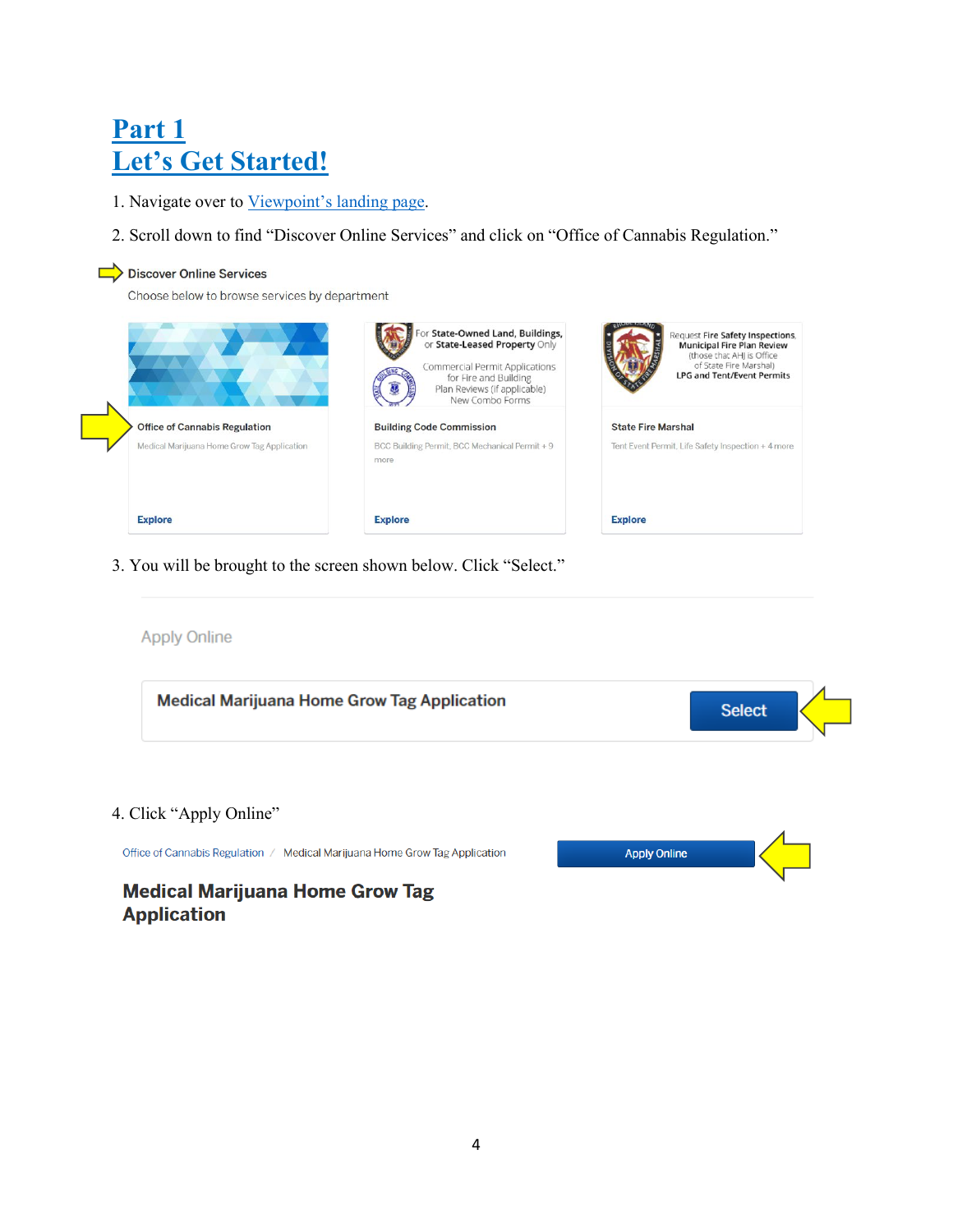# Part 1
# Let's Get Started!

1. Navigate over to Viewpoint's landing page.

2. Scroll down to find "Discover Online Services" and click on "Office of Cannabis Regulation."

3. You will be brought to the screen shown below. Click "Select."

4. Click "Apply Online"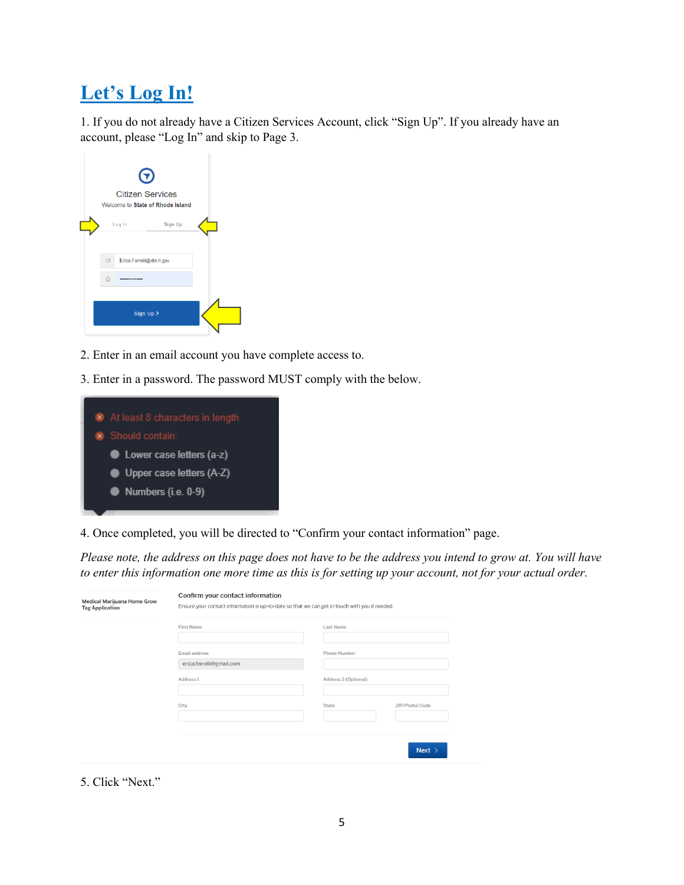# Let's Log In!

1. If you do not already have a Citizen Services Account, click "Sign Up". If you already have an account, please "Log In" and skip to Page 3.

2. Enter in an email account you have complete access to.

3. Enter in a password. The password MUST comply with the below.

4. Once completed, you will be directed to "Confirm your contact information" page.

*Please note, the address on this page does not have to be the address you intend to grow at. You will have to enter this information one more time as this is for setting up your account, not for your actual order.*

5. Click "Next."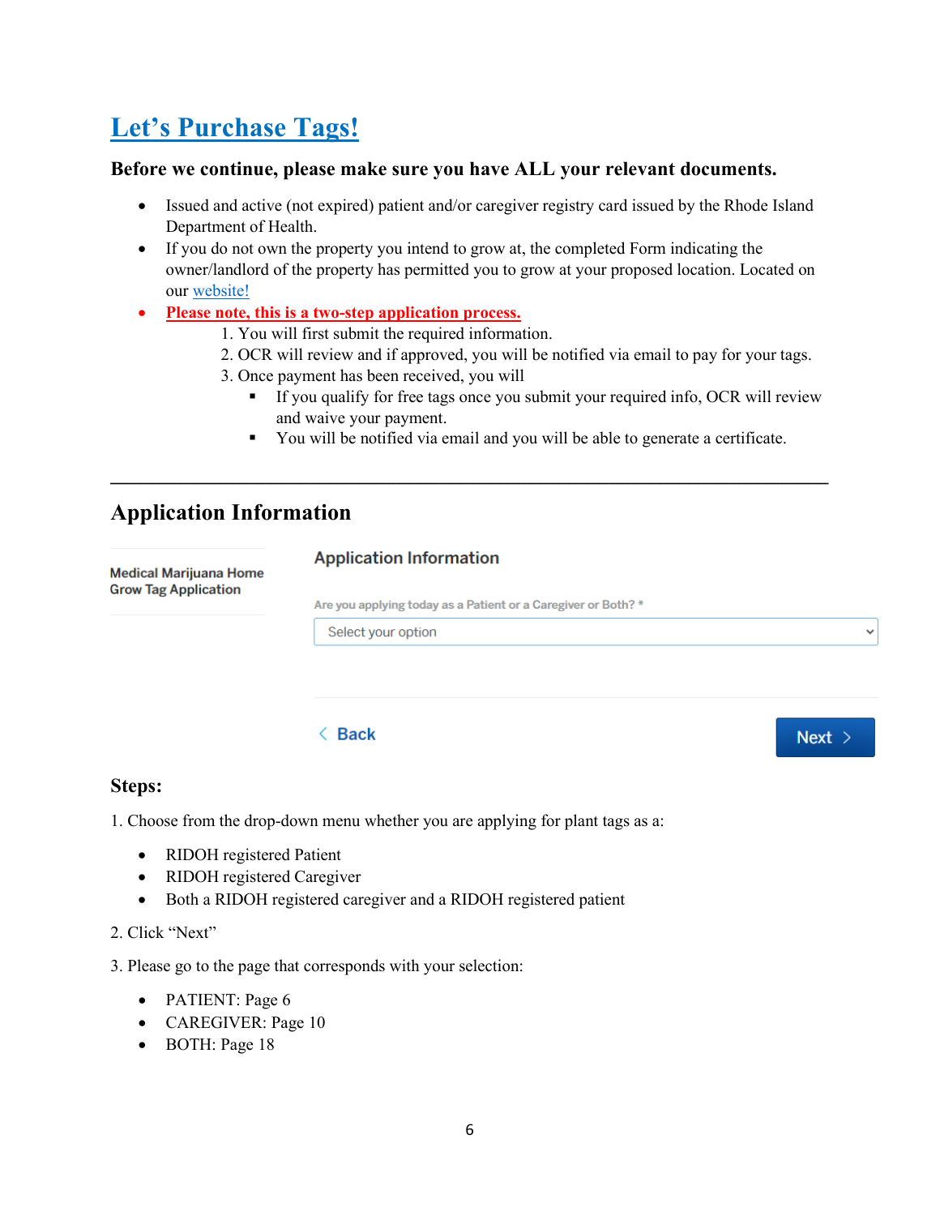# [Let's Purchase Tags!]

**Before we continue, please make sure you have ALL your relevant documents.**

- Issued and active (not expired) patient and/or caregiver registry card issued by the Rhode Island Department of Health.
- If you do not own the property you intend to grow at, the completed Form indicating the owner/landlord of the property has permitted you to grow at your proposed location. Located on our [website!]
- **Please note, this is a two-step application process.**
  1. You will first submit the required information.
  2. OCR will review and if approved, you will be notified via email to pay for your tags.
  3. Once payment has been received, you will
     - If you qualify for free tags once you submit your required info, OCR will review and waive your payment.
     - You will be notified via email and you will be able to generate a certificate.

---

## Application Information

Medical Marijuana Home Grow Tag Application

Application Information

Are you applying today as a Patient or a Caregiver or Both? *

Select your option

< Back

Next >

### Steps:

1. Choose from the drop-down menu whether you are applying for plant tags as a:

- RIDOH registered Patient
- RIDOH registered Caregiver
- Both a RIDOH registered caregiver and a RIDOH registered patient

2. Click "Next"

3. Please go to the page that corresponds with your selection:

- PATIENT: Page 6
- CAREGIVER: Page 10
- BOTH: Page 18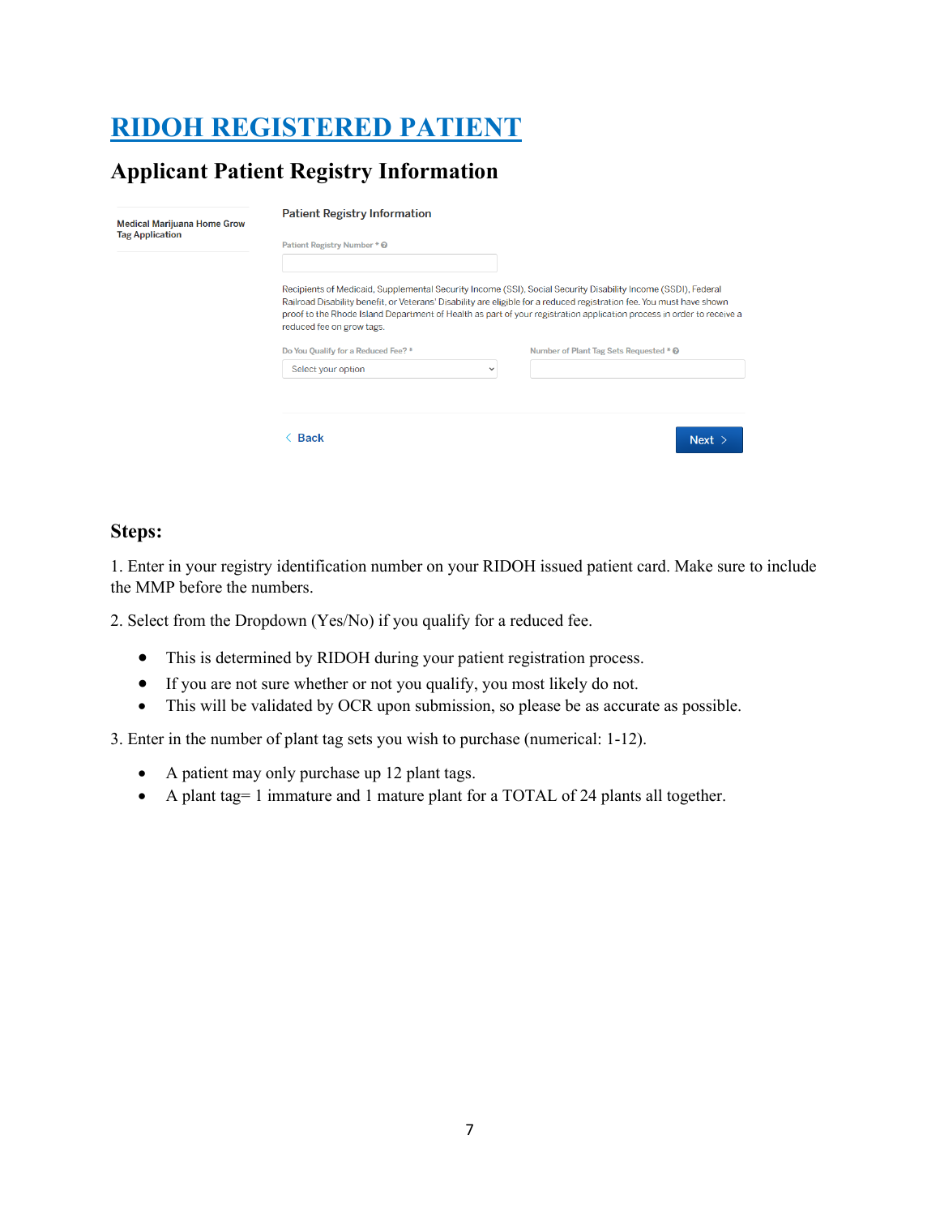# [RIDOH REGISTERED PATIENT](#)

## Applicant Patient Registry Information

Medical Marijuana Home Grow Tag Application

Patient Registry Information

Patient Registry Number *

Recipients of Medicaid, Supplemental Security Income (SSI), Social Security Disability Income (SSDI), Federal Railroad Disability benefit, or Veterans' Disability are eligible for a reduced registration fee. You must have shown proof to the Rhode Island Department of Health as part of your registration application process in order to receive a reduced fee on grow tags.

Do You Qualify for a Reduced Fee? *

Select your option

Number of Plant Tag Sets Requested *

Back

Next

### Steps:

1. Enter in your registry identification number on your RIDOH issued patient card. Make sure to include the MMP before the numbers.

2. Select from the Dropdown (Yes/No) if you qualify for a reduced fee.

   - This is determined by RIDOH during your patient registration process.
   - If you are not sure whether or not you qualify, you most likely do not.
   - This will be validated by OCR upon submission, so please be as accurate as possible.

3. Enter in the number of plant tag sets you wish to purchase (numerical: 1-12).

   - A patient may only purchase up 12 plant tags.
   - A plant tag= 1 immature and 1 mature plant for a TOTAL of 24 plants all together.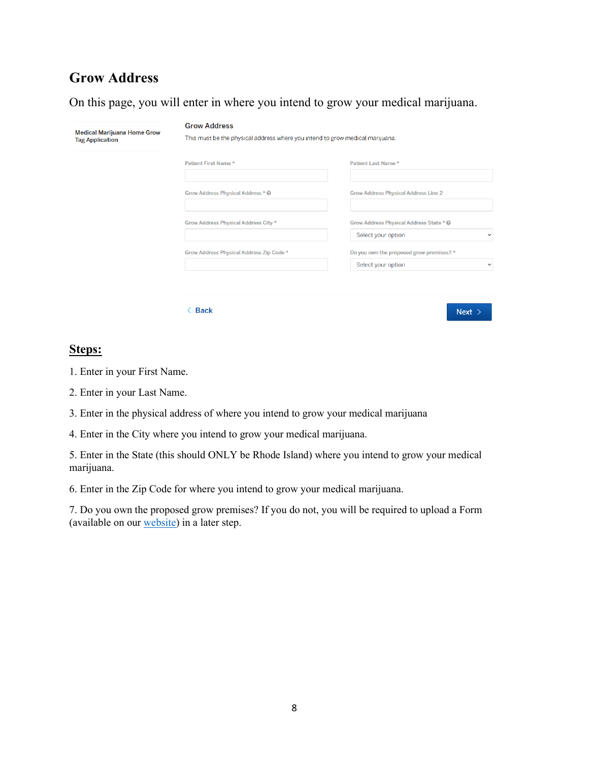## Grow Address

On this page, you will enter in where you intend to grow your medical marijuana.

Medical Marijuana Home Grow Tag Application

Grow Address

This must be the physical address where you intend to grow medical marijuana.

Patient First Name *

Patient Last Name *

Grow Address Physical Address *

Grow Address Physical Address Line 2

Grow Address Physical Address City *

Grow Address Physical Address State *

Select your option

Grow Address Physical Address Zip Code *

Do you own the proposed grow premises? *

Select your option

Back

Next

**Steps:**

1. Enter in your First Name.
2. Enter in your Last Name.
3. Enter in the physical address of where you intend to grow your medical marijuana
4. Enter in the City where you intend to grow your medical marijuana.
5. Enter in the State (this should ONLY be Rhode Island) where you intend to grow your medical marijuana.
6. Enter in the Zip Code for where you intend to grow your medical marijuana.
7. Do you own the proposed grow premises? If you do not, you will be required to upload a Form (available on our website) in a later step.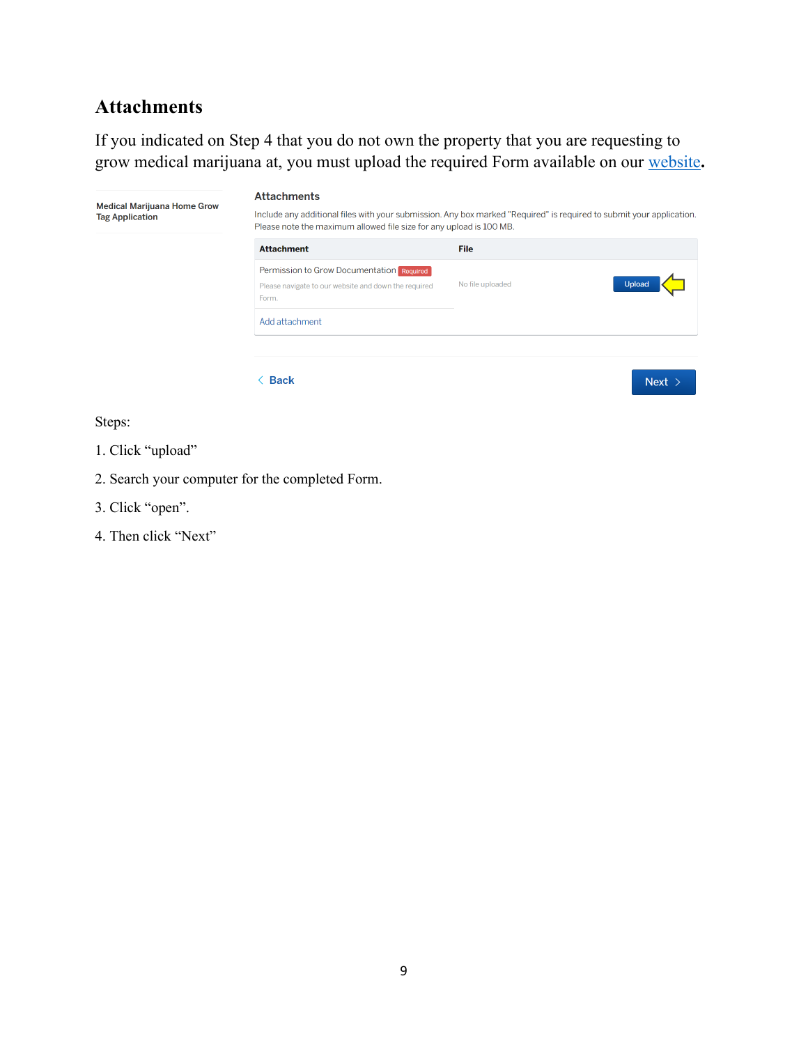## Attachments

If you indicated on Step 4 that you do not own the property that you are requesting to grow medical marijuana at, you must upload the required Form available on our [website](website).

Medical Marijuana Home Grow Tag Application

**Attachments**

Include any additional files with your submission. Any box marked "Required" is required to submit your application. Please note the maximum allowed file size for any upload is 100 MB.

| Attachment | File | |
|---|---|---|
| Permission to Grow Documentation Required<br>Please navigate to our website and down the required Form. | No file uploaded | Upload |
| Add attachment | | |

< Back    Next >

Steps:

1. Click "upload"

2. Search your computer for the completed Form.

3. Click "open".

4. Then click "Next"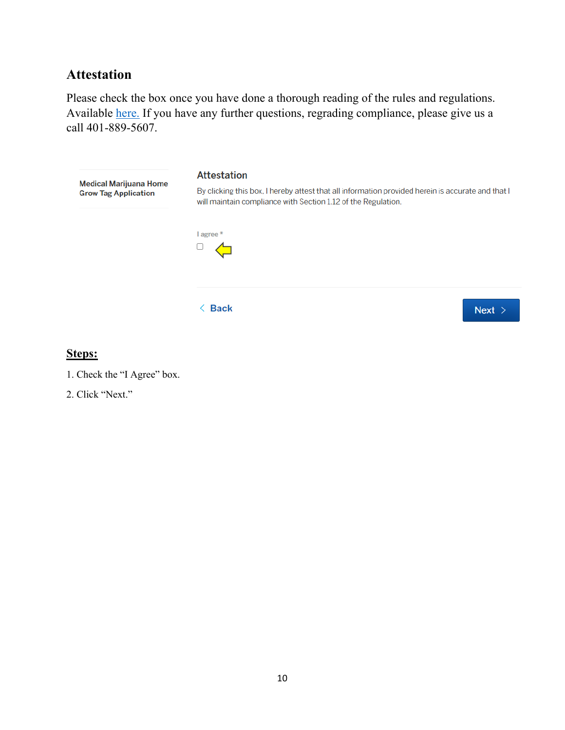## Attestation

Please check the box once you have done a thorough reading of the rules and regulations. Available here. If you have any further questions, regrading compliance, please give us a call 401-889-5607.

Medical Marijuana Home Grow Tag Application

### Attestation

By clicking this box, I hereby attest that all information provided herein is accurate and that I will maintain compliance with Section 1.12 of the Regulation.

I agree *

☐

< Back

Next >

**Steps:**

1. Check the "I Agree" box.
2. Click "Next."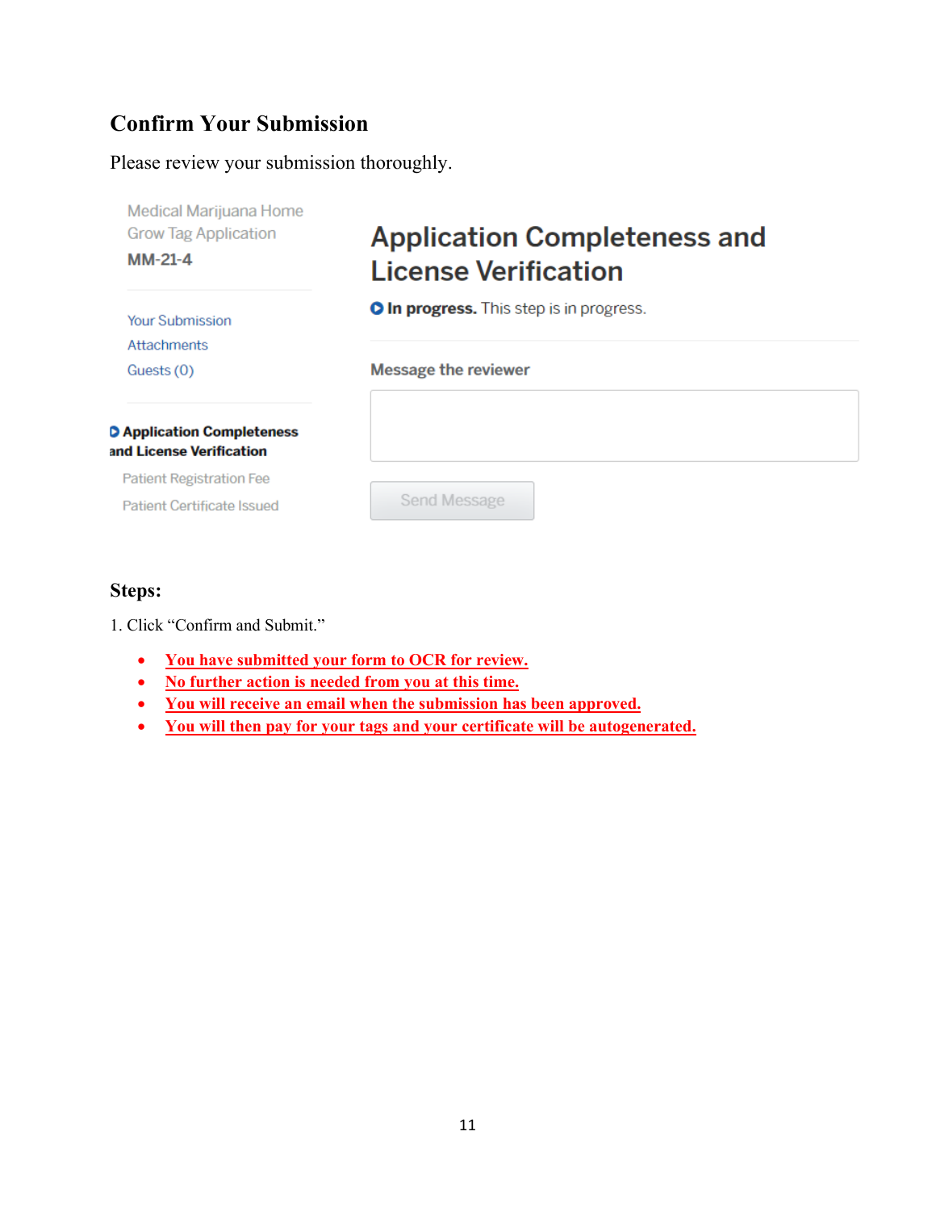## Confirm Your Submission

Please review your submission thoroughly.

Medical Marijuana Home Grow Tag Application
**MM-21-4**

Your Submission
Attachments
Guests (0)

**Application Completeness and License Verification**

Patient Registration Fee
Patient Certificate Issued

# Application Completeness and License Verification

**In progress.** This step is in progress.

**Message the reviewer**

Send Message

### Steps:

1. Click "Confirm and Submit."

- **You have submitted your form to OCR for review.**
- **No further action is needed from you at this time.**
- **You will receive an email when the submission has been approved.**
- **You will then pay for your tags and your certificate will be autogenerated.**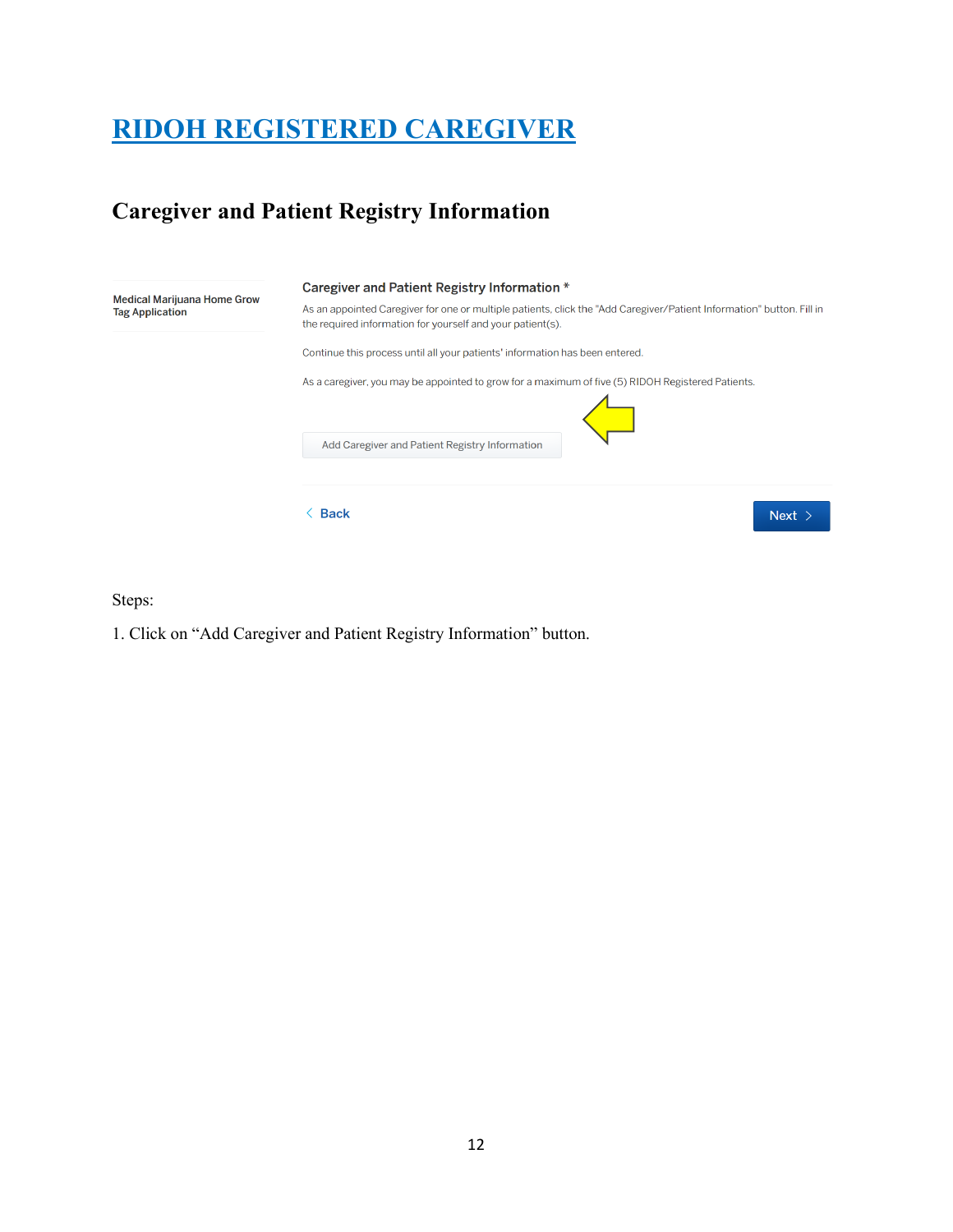# RIDOH REGISTERED CAREGIVER

## Caregiver and Patient Registry Information

Medical Marijuana Home Grow Tag Application

**Caregiver and Patient Registry Information ***

As an appointed Caregiver for one or multiple patients, click the "Add Caregiver/Patient Information" button. Fill in the required information for yourself and your patient(s).

Continue this process until all your patients' information has been entered.

As a caregiver, you may be appointed to grow for a maximum of five (5) RIDOH Registered Patients.

Add Caregiver and Patient Registry Information

< Back

Next >

Steps:

1. Click on "Add Caregiver and Patient Registry Information" button.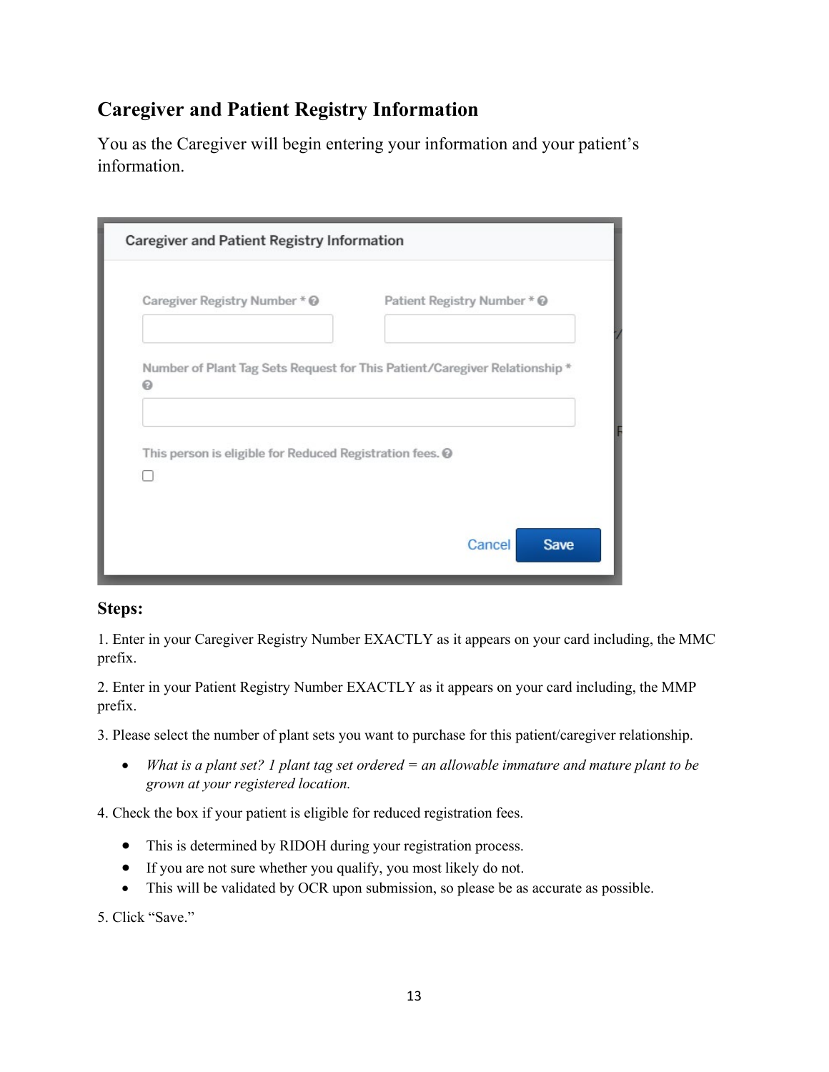## Caregiver and Patient Registry Information

You as the Caregiver will begin entering your information and your patient's information.

**Steps:**

1. Enter in your Caregiver Registry Number EXACTLY as it appears on your card including, the MMC prefix.

2. Enter in your Patient Registry Number EXACTLY as it appears on your card including, the MMP prefix.

3. Please select the number of plant sets you want to purchase for this patient/caregiver relationship.

   - *What is a plant set? 1 plant tag set ordered = an allowable immature and mature plant to be grown at your registered location.*

4. Check the box if your patient is eligible for reduced registration fees.

   - This is determined by RIDOH during your registration process.
   - If you are not sure whether you qualify, you most likely do not.
   - This will be validated by OCR upon submission, so please be as accurate as possible.

5. Click "Save."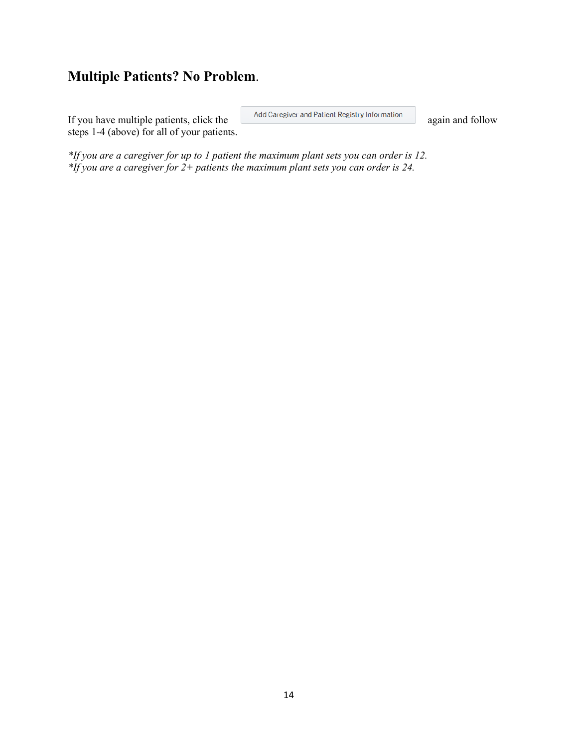## **Multiple Patients? No Problem**.

If you have multiple patients, click the Add Caregiver and Patient Registry Information again and follow steps 1-4 (above) for all of your patients.

*\*If you are a caregiver for up to 1 patient the maximum plant sets you can order is 12.*
*\*If you are a caregiver for 2+ patients the maximum plant sets you can order is 24.*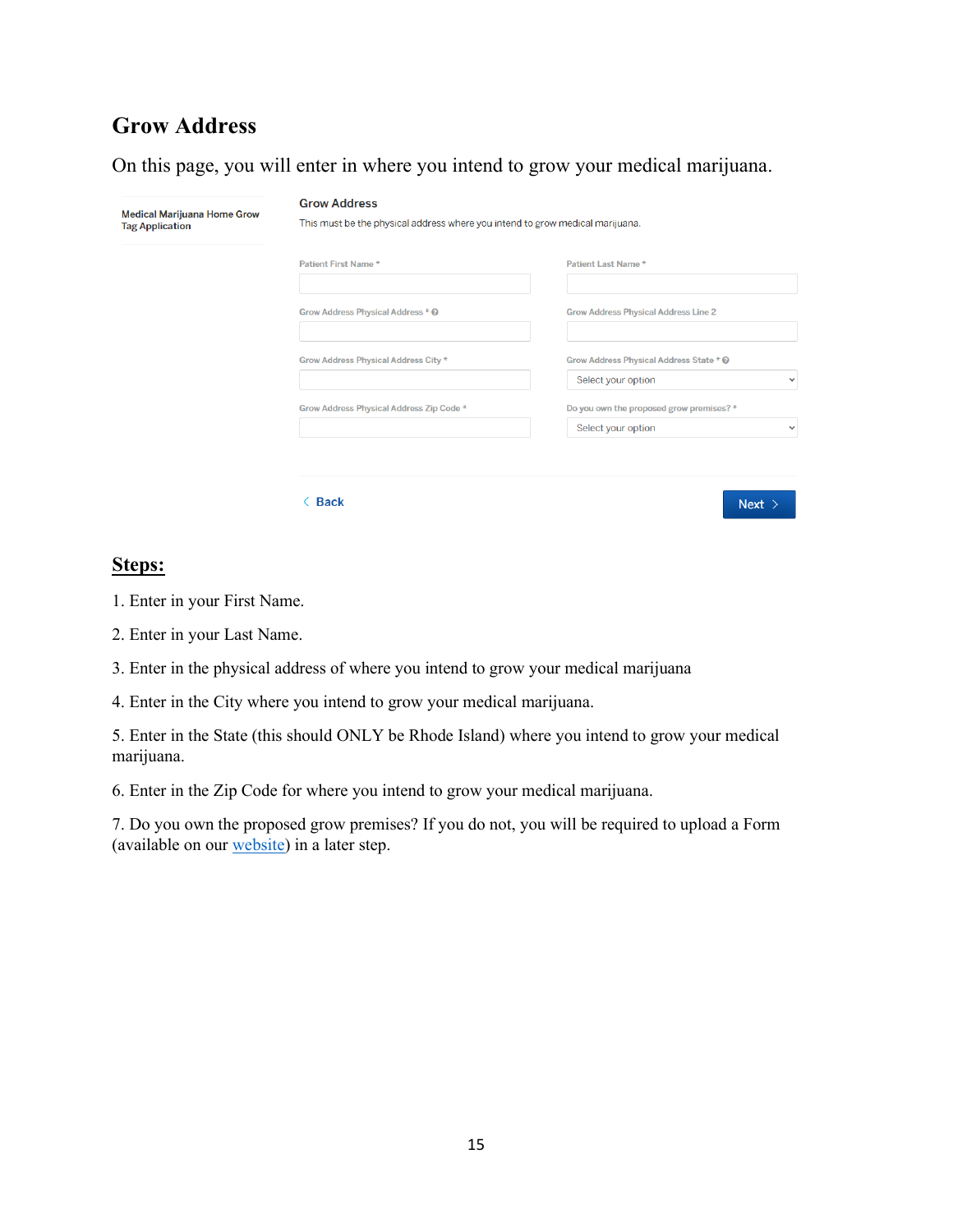## Grow Address

On this page, you will enter in where you intend to grow your medical marijuana.

Medical Marijuana Home Grow Tag Application

**Grow Address**

This must be the physical address where you intend to grow medical marijuana.

Patient First Name *

Patient Last Name *

Grow Address Physical Address *

Grow Address Physical Address Line 2

Grow Address Physical Address City *

Grow Address Physical Address State *

Select your option

Grow Address Physical Address Zip Code *

Do you own the proposed grow premises? *

Select your option

Back

Next

## Steps:

1. Enter in your First Name.

2. Enter in your Last Name.

3. Enter in the physical address of where you intend to grow your medical marijuana

4. Enter in the City where you intend to grow your medical marijuana.

5. Enter in the State (this should ONLY be Rhode Island) where you intend to grow your medical marijuana.

6. Enter in the Zip Code for where you intend to grow your medical marijuana.

7. Do you own the proposed grow premises? If you do not, you will be required to upload a Form (available on our website) in a later step.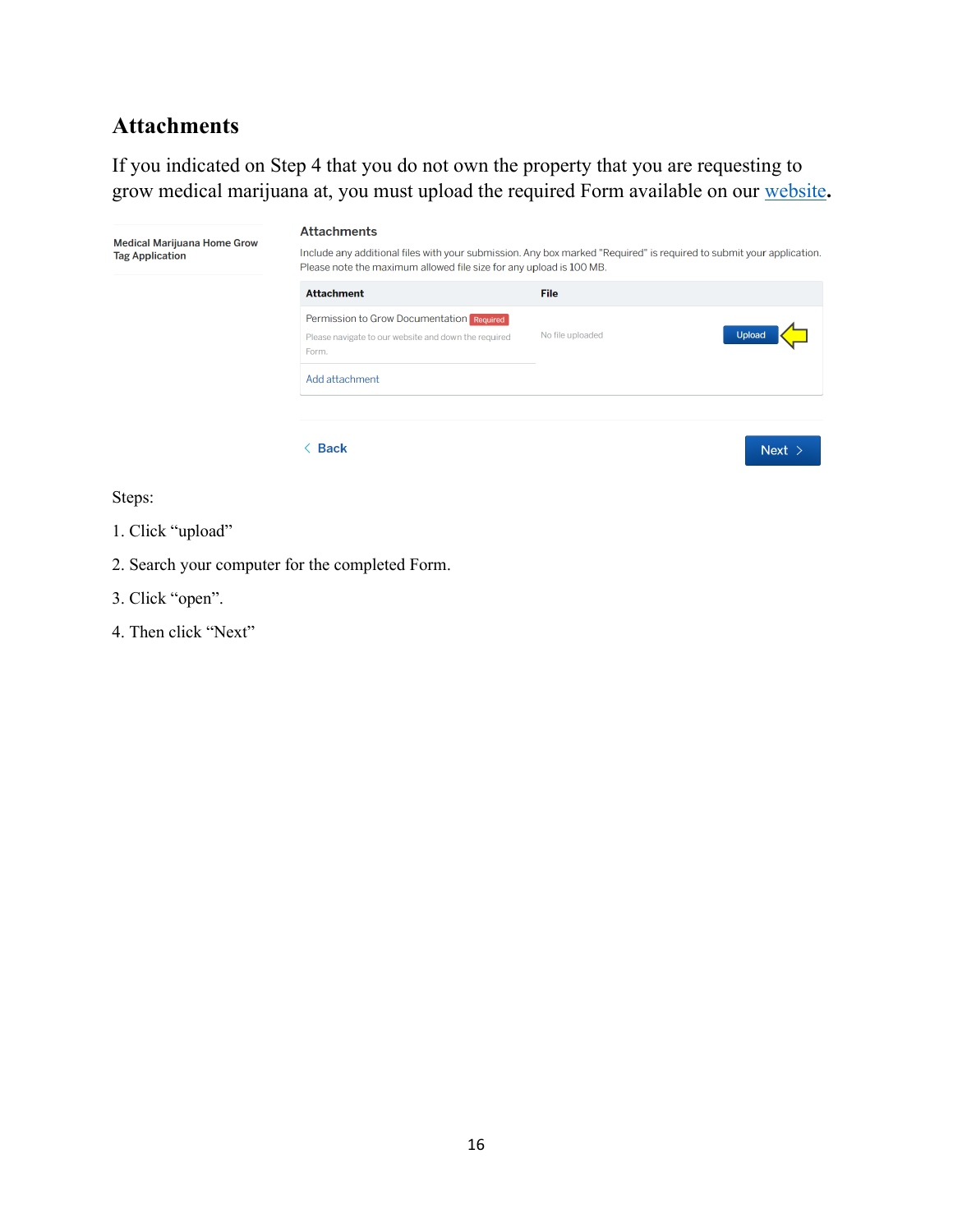## Attachments

If you indicated on Step 4 that you do not own the property that you are requesting to grow medical marijuana at, you must upload the required Form available on our [website](#).

Medical Marijuana Home Grow Tag Application

**Attachments**

Include any additional files with your submission. Any box marked "Required" is required to submit your application. Please note the maximum allowed file size for any upload is 100 MB.

| Attachment | File | |
|---|---|---|
| Permission to Grow Documentation Required<br>Please navigate to our website and down the required Form. | No file uploaded | Upload |
| Add attachment | | |

< Back    Next >

Steps:

1. Click “upload”
2. Search your computer for the completed Form.
3. Click “open”.
4. Then click “Next”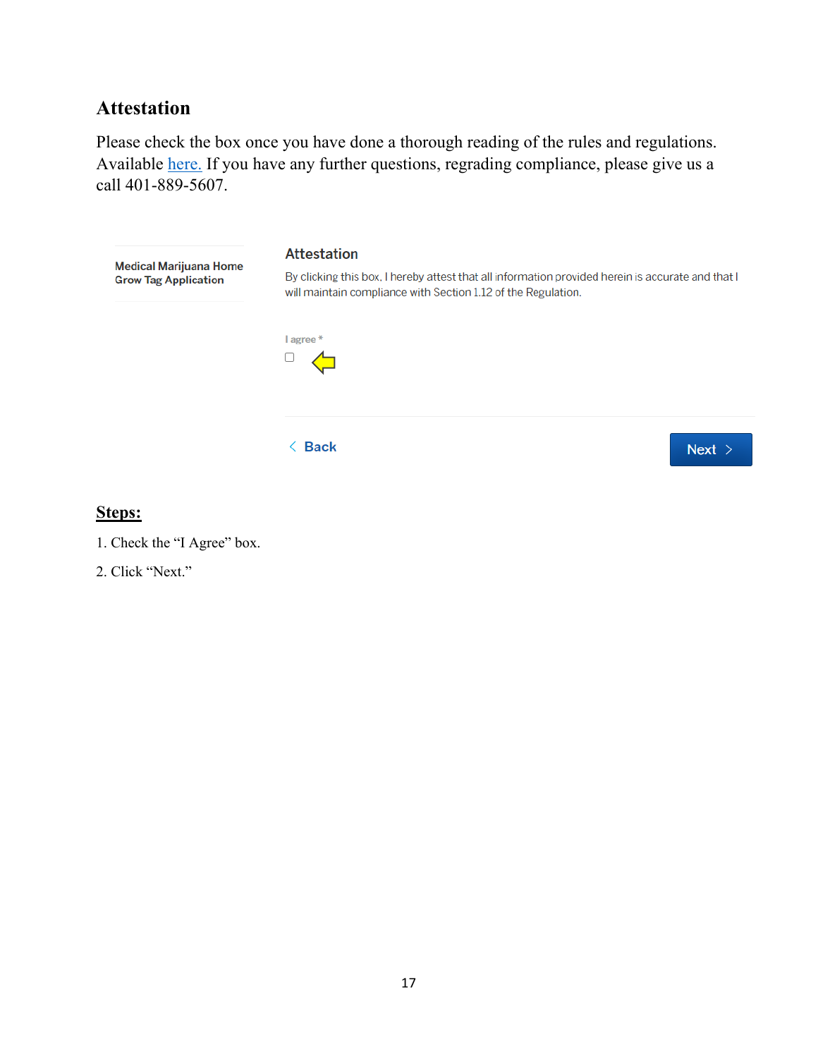## Attestation

Please check the box once you have done a thorough reading of the rules and regulations. Available here. If you have any further questions, regrading compliance, please give us a call 401-889-5607.

Medical Marijuana Home Grow Tag Application

### Attestation

By clicking this box, I hereby attest that all information provided herein is accurate and that I will maintain compliance with Section 1.12 of the Regulation.

I agree *

☐

< Back

Next >

**Steps:**

1. Check the “I Agree” box.
2. Click “Next.”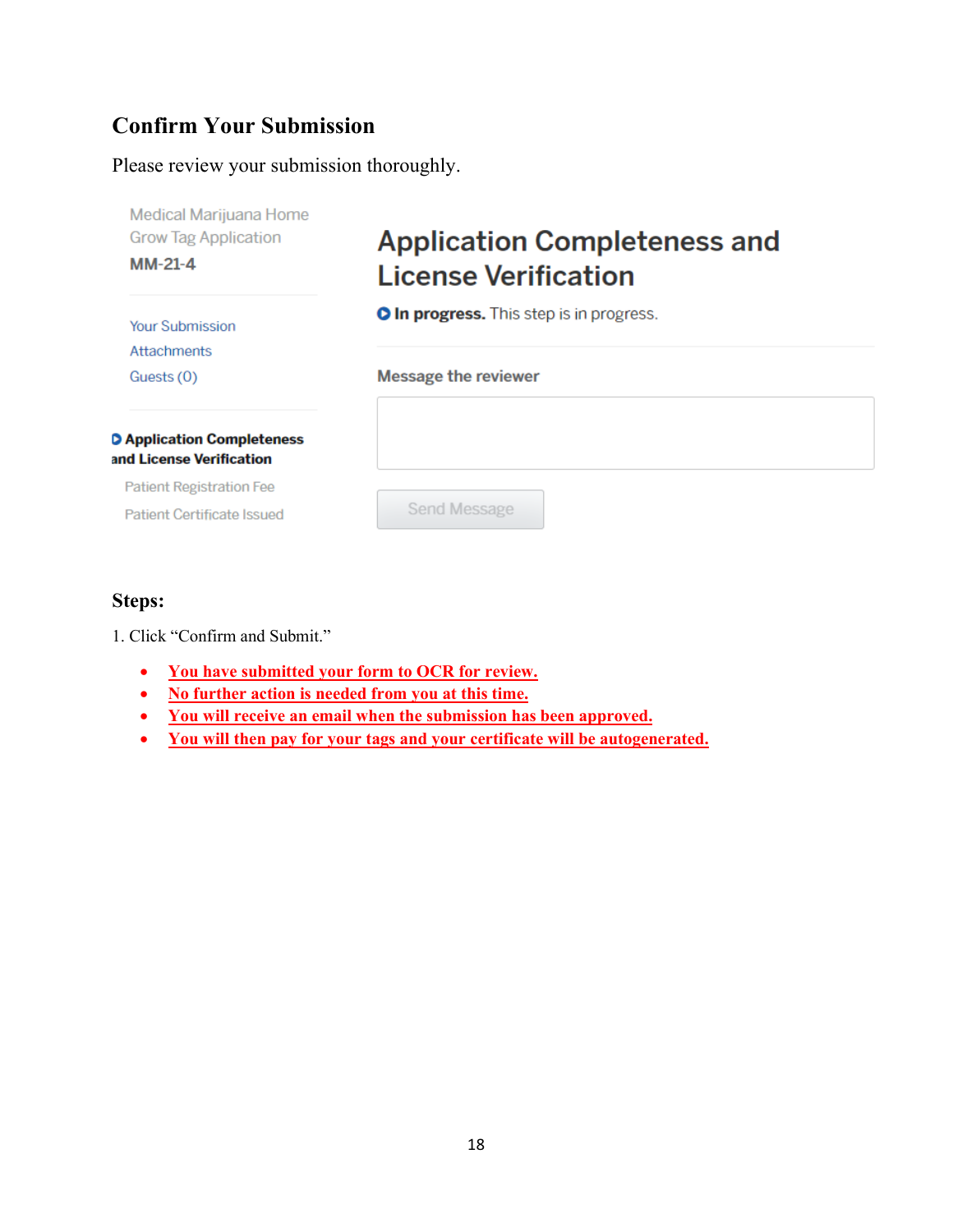## Confirm Your Submission

Please review your submission thoroughly.

Medical Marijuana Home Grow Tag Application
**MM-21-4**

Your Submission
Attachments
Guests (0)

**Application Completeness and License Verification**
Patient Registration Fee
Patient Certificate Issued

# Application Completeness and License Verification

**In progress.** This step is in progress.

**Message the reviewer**

Send Message

### Steps:

1. Click "Confirm and Submit."

- **You have submitted your form to OCR for review.**
- **No further action is needed from you at this time.**
- **You will receive an email when the submission has been approved.**
- **You will then pay for your tags and your certificate will be autogenerated.**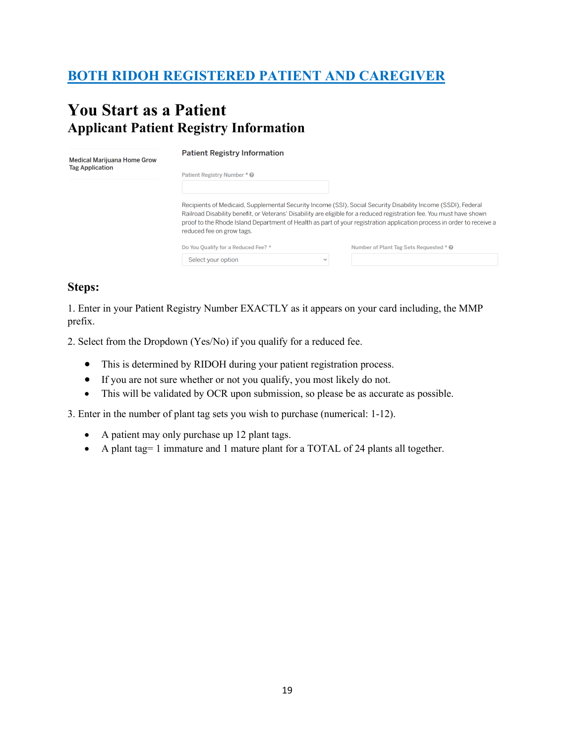## [BOTH RIDOH REGISTERED PATIENT AND CAREGIVER]

# You Start as a Patient

## Applicant Patient Registry Information

Medical Marijuana Home Grow Tag Application

**Patient Registry Information**

Patient Registry Number *

Recipients of Medicaid, Supplemental Security Income (SSI), Social Security Disability Income (SSDI), Federal Railroad Disability benefit, or Veterans' Disability are eligible for a reduced registration fee. You must have shown proof to the Rhode Island Department of Health as part of your registration application process in order to receive a reduced fee on grow tags.

Do You Qualify for a Reduced Fee? *

Select your option

Number of Plant Tag Sets Requested *

### Steps:

1. Enter in your Patient Registry Number EXACTLY as it appears on your card including, the MMP prefix.

2. Select from the Dropdown (Yes/No) if you qualify for a reduced fee.

   - This is determined by RIDOH during your patient registration process.
   - If you are not sure whether or not you qualify, you most likely do not.
   - This will be validated by OCR upon submission, so please be as accurate as possible.

3. Enter in the number of plant tag sets you wish to purchase (numerical: 1-12).

   - A patient may only purchase up 12 plant tags.
   - A plant tag= 1 immature and 1 mature plant for a TOTAL of 24 plants all together.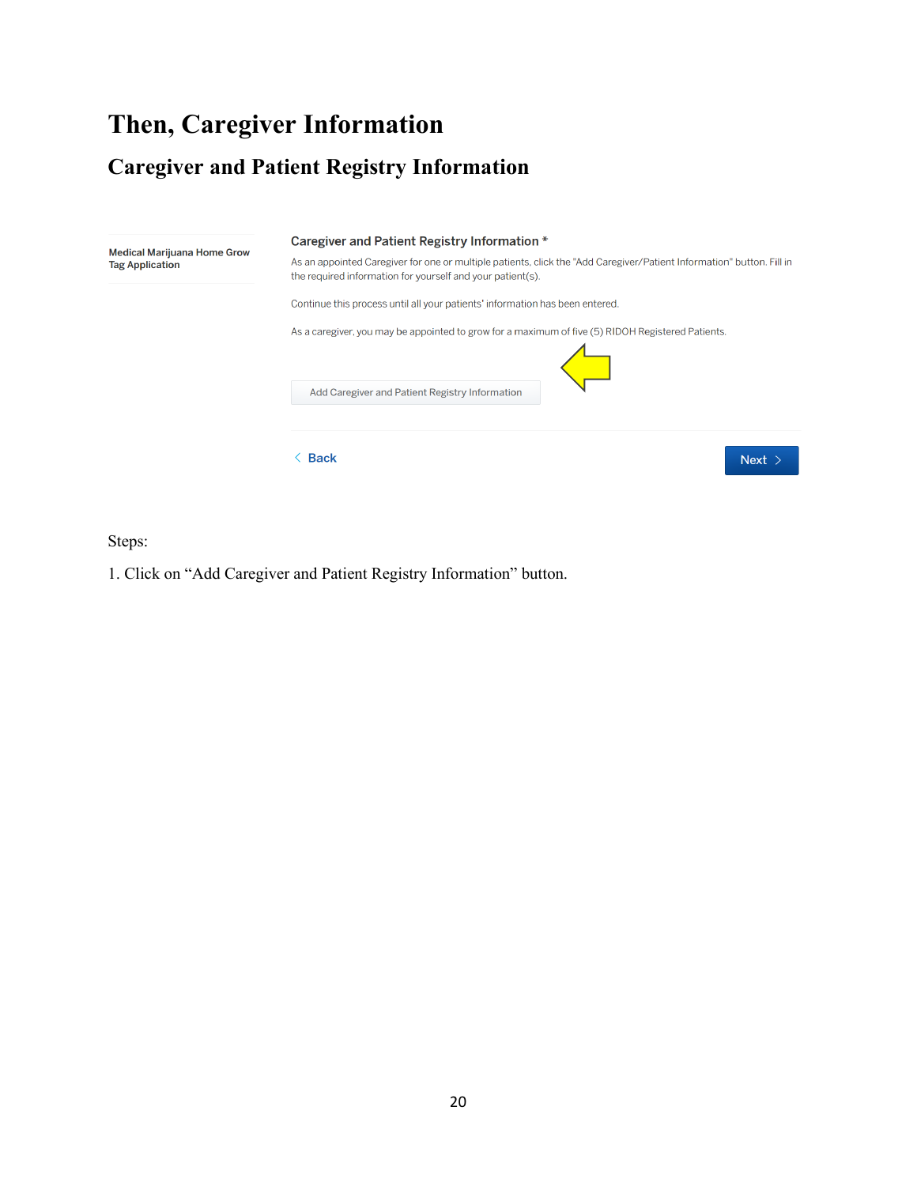# Then, Caregiver Information

## Caregiver and Patient Registry Information

Medical Marijuana Home Grow Tag Application

**Caregiver and Patient Registry Information ***

As an appointed Caregiver for one or multiple patients, click the "Add Caregiver/Patient Information" button. Fill in the required information for yourself and your patient(s).

Continue this process until all your patients' information has been entered.

As a caregiver, you may be appointed to grow for a maximum of five (5) RIDOH Registered Patients.

Add Caregiver and Patient Registry Information

< Back

Next >

Steps:

1. Click on "Add Caregiver and Patient Registry Information" button.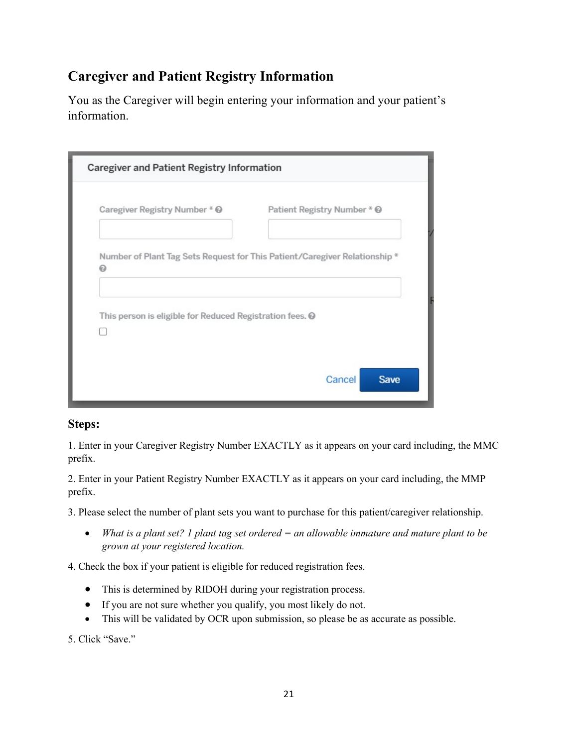## Caregiver and Patient Registry Information

You as the Caregiver will begin entering your information and your patient's information.

### Steps:

1. Enter in your Caregiver Registry Number EXACTLY as it appears on your card including, the MMC prefix.

2. Enter in your Patient Registry Number EXACTLY as it appears on your card including, the MMP prefix.

3. Please select the number of plant sets you want to purchase for this patient/caregiver relationship.

   - *What is a plant set? 1 plant tag set ordered = an allowable immature and mature plant to be grown at your registered location.*

4. Check the box if your patient is eligible for reduced registration fees.

   - This is determined by RIDOH during your registration process.
   - If you are not sure whether you qualify, you most likely do not.
   - This will be validated by OCR upon submission, so please be as accurate as possible.

5. Click "Save."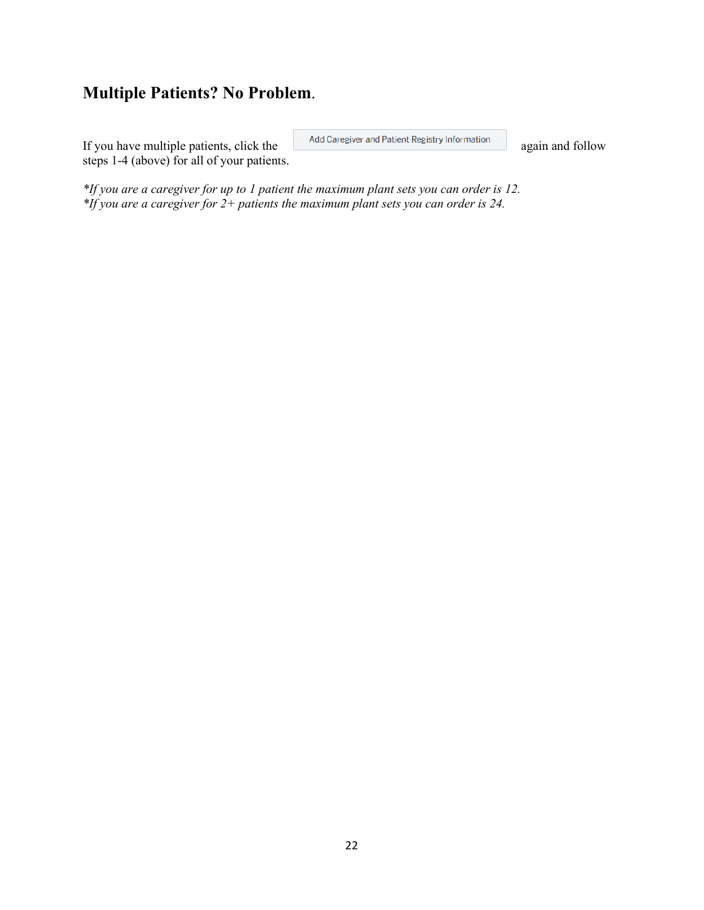## **Multiple Patients? No Problem**.

If you have multiple patients, click the Add Caregiver and Patient Registry Information again and follow steps 1-4 (above) for all of your patients.

*\*If you are a caregiver for up to 1 patient the maximum plant sets you can order is 12.*
*\*If you are a caregiver for 2+ patients the maximum plant sets you can order is 24.*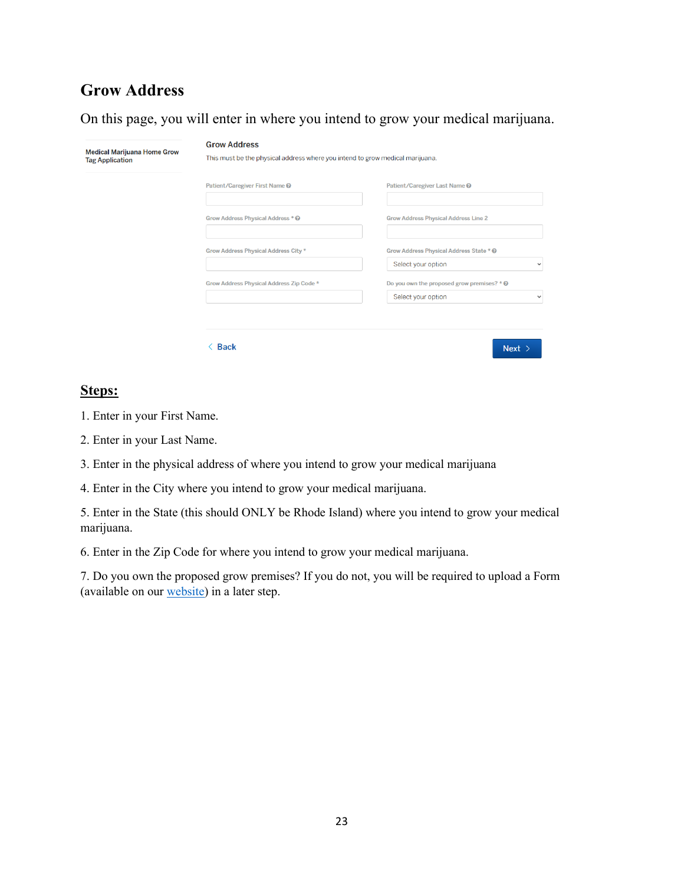## Grow Address

On this page, you will enter in where you intend to grow your medical marijuana.

Medical Marijuana Home Grow Tag Application

**Grow Address**

This must be the physical address where you intend to grow medical marijuana.

Patient/Caregiver First Name

Patient/Caregiver Last Name

Grow Address Physical Address *

Grow Address Physical Address Line 2

Grow Address Physical Address City *

Grow Address Physical Address State *

Select your option

Grow Address Physical Address Zip Code *

Do you own the proposed grow premises? *

Select your option

< Back

Next >

**Steps:**

1. Enter in your First Name.
2. Enter in your Last Name.
3. Enter in the physical address of where you intend to grow your medical marijuana
4. Enter in the City where you intend to grow your medical marijuana.
5. Enter in the State (this should ONLY be Rhode Island) where you intend to grow your medical marijuana.
6. Enter in the Zip Code for where you intend to grow your medical marijuana.
7. Do you own the proposed grow premises? If you do not, you will be required to upload a Form (available on our website) in a later step.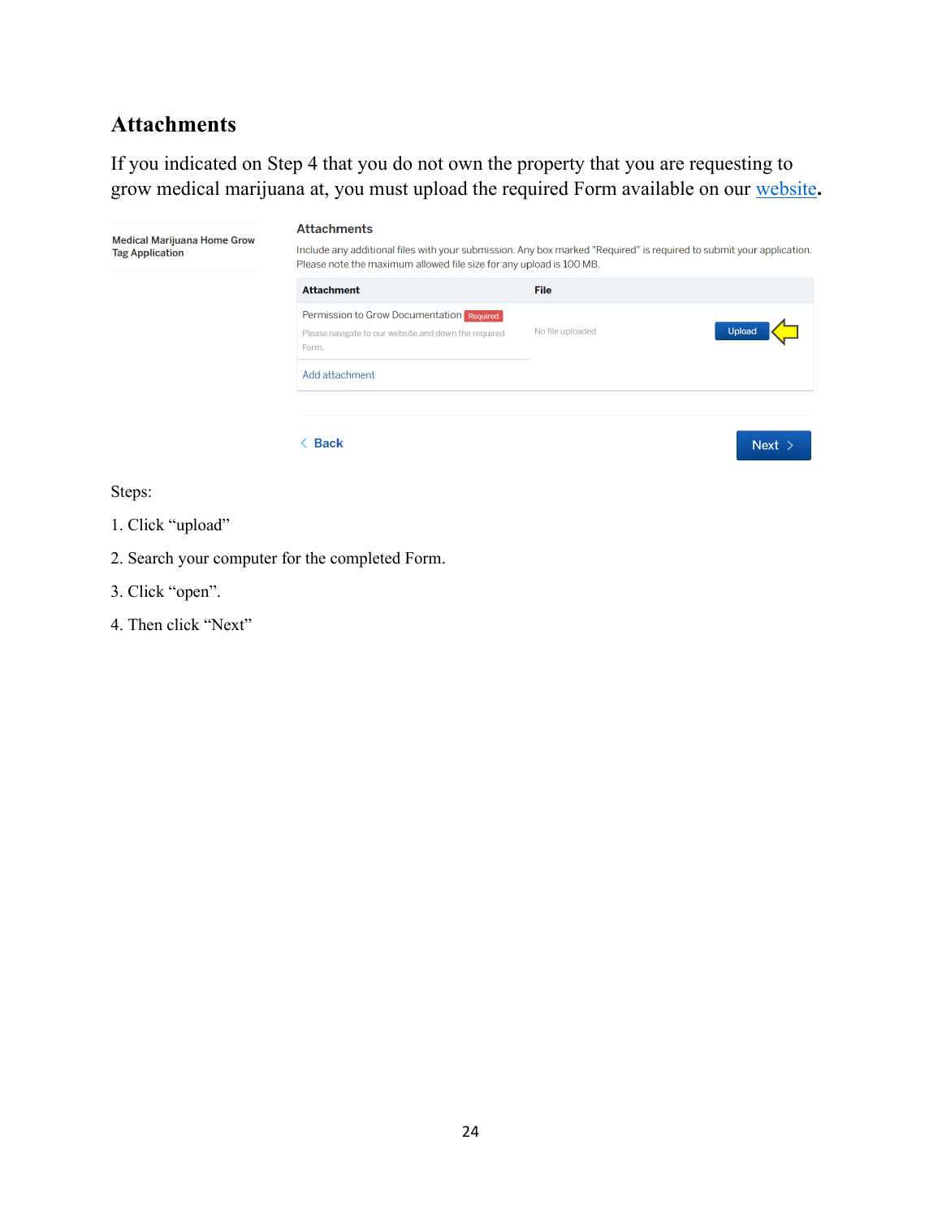## Attachments

If you indicated on Step 4 that you do not own the property that you are requesting to grow medical marijuana at, you must upload the required Form available on our website.

Medical Marijuana Home Grow Tag Application

Attachments

Include any additional files with your submission. Any box marked "Required" is required to submit your application. Please note the maximum allowed file size for any upload is 100 MB.

| Attachment | File |
|---|---|
| Permission to Grow Documentation Required<br>Please navigate to our website and down the required Form. | No file uploaded Upload |
| Add attachment | |

< Back    Next >

Steps:

1. Click "upload"
2. Search your computer for the completed Form.
3. Click "open".
4. Then click "Next"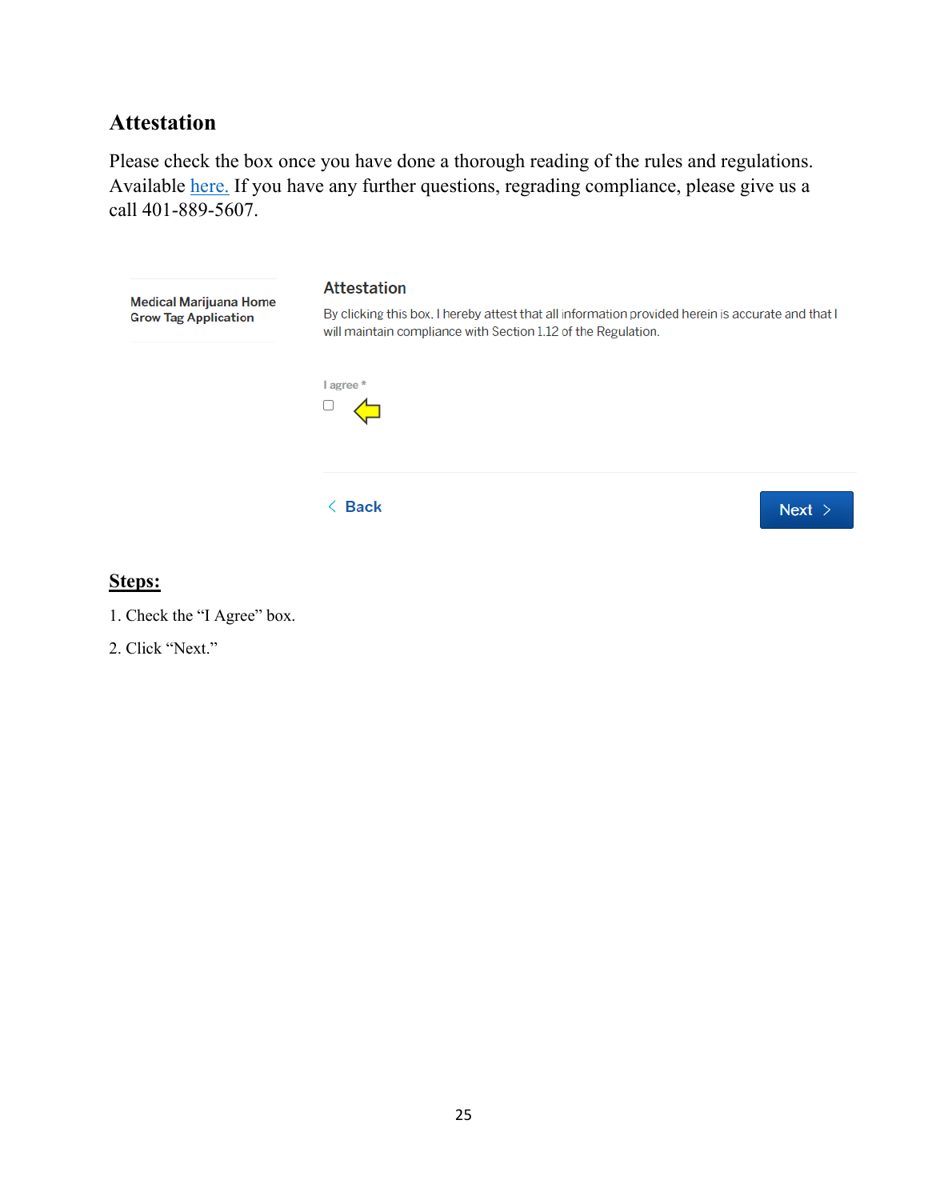## Attestation

Please check the box once you have done a thorough reading of the rules and regulations. Available here. If you have any further questions, regrading compliance, please give us a call 401-889-5607.

Medical Marijuana Home Grow Tag Application

### Attestation

By clicking this box, I hereby attest that all information provided herein is accurate and that I will maintain compliance with Section 1.12 of the Regulation.

I agree *

< Back

Next >

**Steps:**

1. Check the "I Agree" box.
2. Click "Next."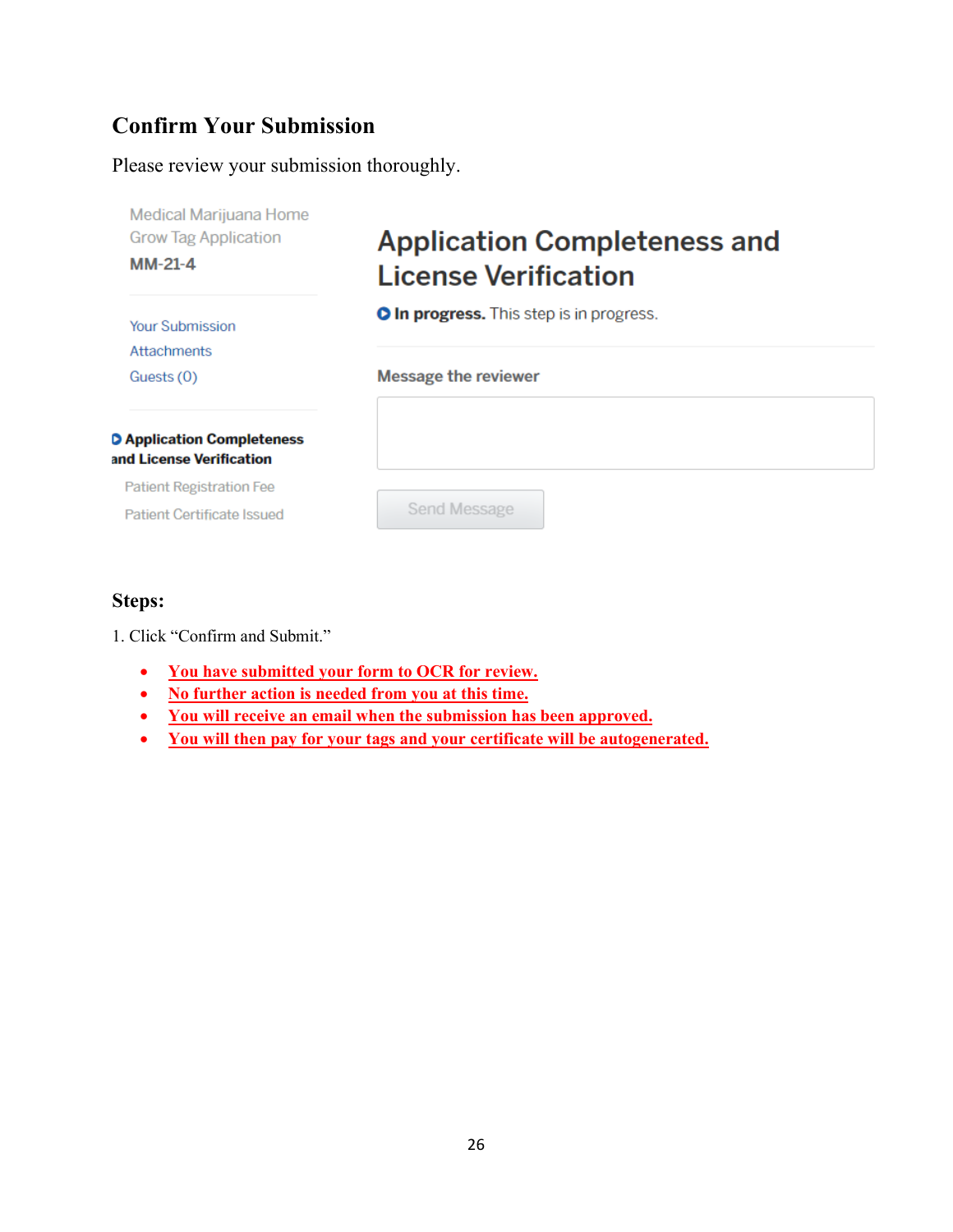## Confirm Your Submission

Please review your submission thoroughly.

Medical Marijuana Home Grow Tag Application
**MM-21-4**

Your Submission
Attachments
Guests (0)

**Application Completeness and License Verification**

Patient Registration Fee

Patient Certificate Issued

# Application Completeness and License Verification

**In progress.** This step is in progress.

**Message the reviewer**

Send Message

### Steps:

1. Click "Confirm and Submit."

- You have submitted your form to OCR for review.
- No further action is needed from you at this time.
- You will receive an email when the submission has been approved.
- You will then pay for your tags and your certificate will be autogenerated.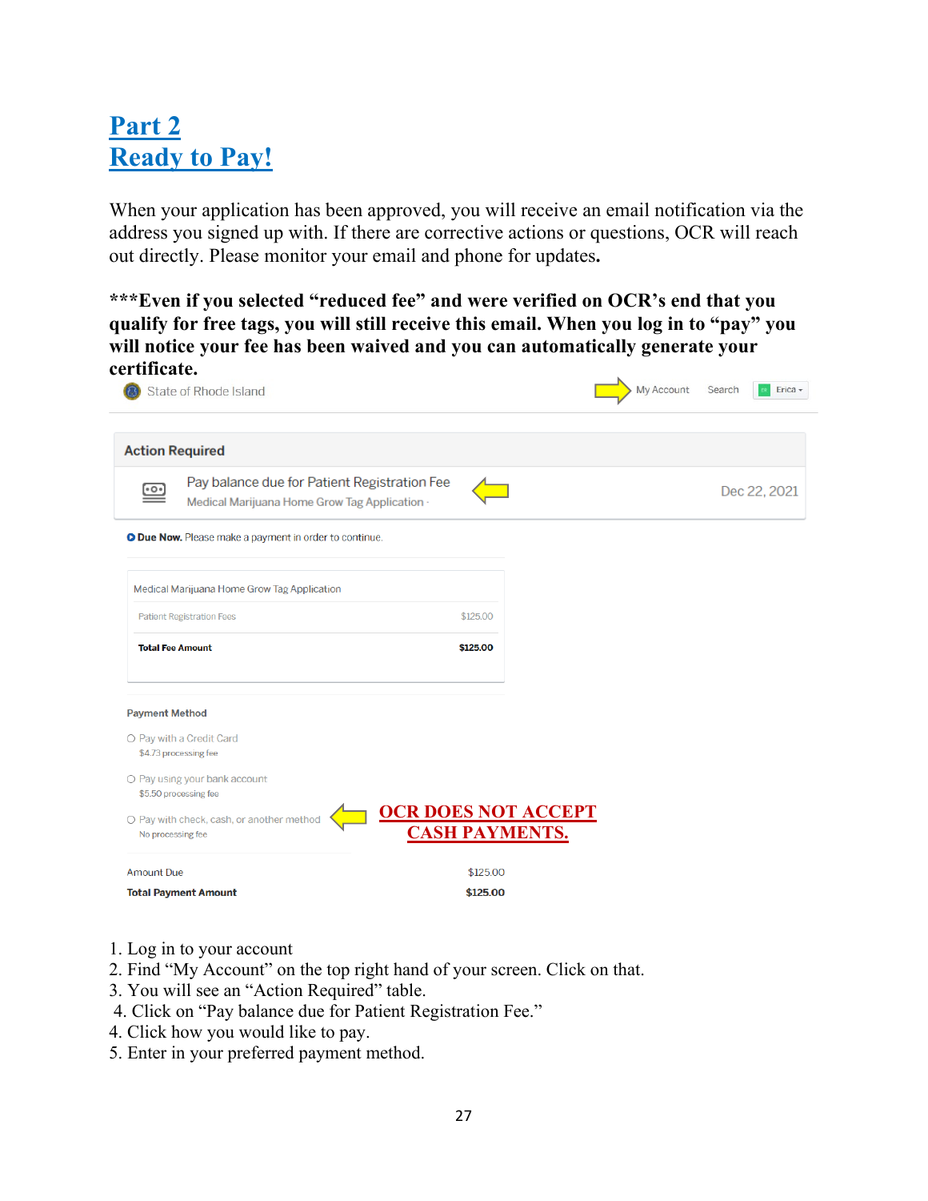# Part 2
# Ready to Pay!

When your application has been approved, you will receive an email notification via the address you signed up with. If there are corrective actions or questions, OCR will reach out directly. Please monitor your email and phone for updates.

**\*\*\*Even if you selected "reduced fee" and were verified on OCR's end that you qualify for free tags, you will still receive this email. When you log in to "pay" you will notice your fee has been waived and you can automatically generate your certificate.**

State of Rhode Island | My Account | Search | Erica

**Action Required**

Pay balance due for Patient Registration Fee
Medical Marijuana Home Grow Tag Application · Dec 22, 2021

**Due Now.** Please make a payment in order to continue.

| Medical Marijuana Home Grow Tag Application | |
|---|---|
| Patient Registration Fees | $125.00 |
| **Total Fee Amount** | **$125.00** |

**Payment Method**

- Pay with a Credit Card
  $4.73 processing fee
- Pay using your bank account
  $5.50 processing fee
- Pay with check, cash, or another method
  No processing fee

**OCR DOES NOT ACCEPT CASH PAYMENTS.**

| | |
|---|---|
| Amount Due | $125.00 |
| **Total Payment Amount** | **$125.00** |

1. Log in to your account
2. Find "My Account" on the top right hand of your screen. Click on that.
3. You will see an "Action Required" table.
4. Click on "Pay balance due for Patient Registration Fee."
4. Click how you would like to pay.
5. Enter in your preferred payment method.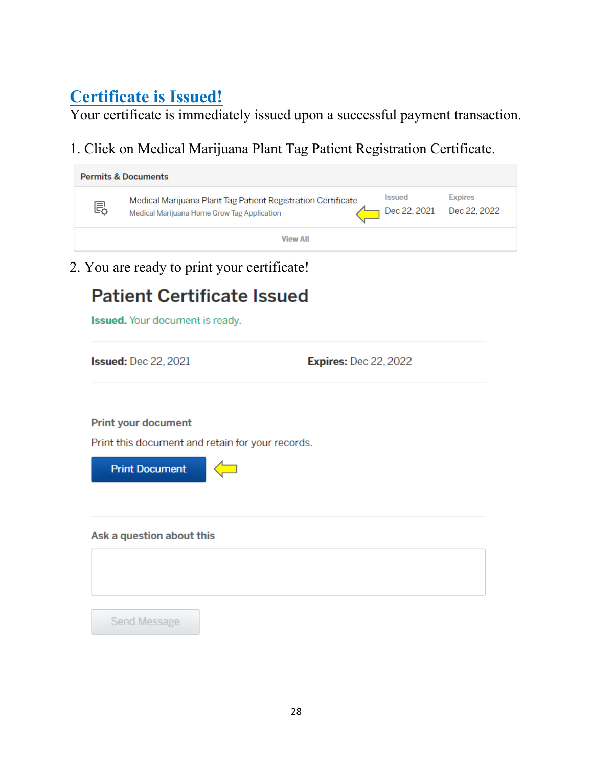## Certificate is Issued!

Your certificate is immediately issued upon a successful payment transaction.

1. Click on Medical Marijuana Plant Tag Patient Registration Certificate.

**Permits & Documents**

| | Issued | Expires |
|---|---|---|
| Medical Marijuana Plant Tag Patient Registration Certificate<br>Medical Marijuana Home Grow Tag Application · | Dec 22, 2021 | Dec 22, 2022 |

View All

2. You are ready to print your certificate!

# Patient Certificate Issued

**Issued.** Your document is ready.

**Issued:** Dec 22, 2021 **Expires:** Dec 22, 2022

**Print your document**

Print this document and retain for your records.

Print Document

**Ask a question about this**

Send Message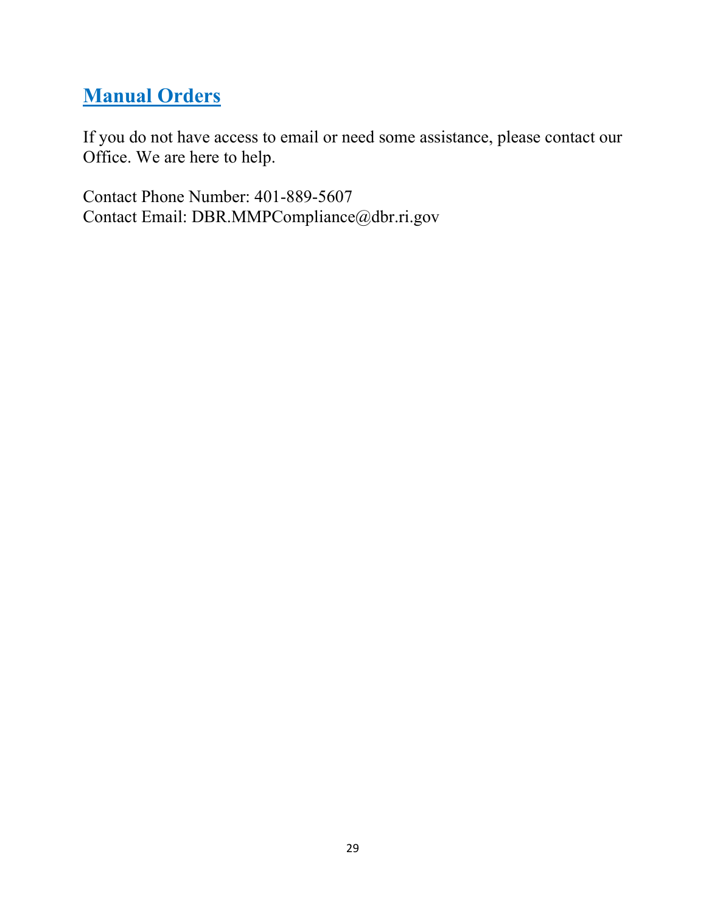## Manual Orders

If you do not have access to email or need some assistance, please contact our Office. We are here to help.

Contact Phone Number: 401-889-5607
Contact Email: DBR.MMPCompliance@dbr.ri.gov